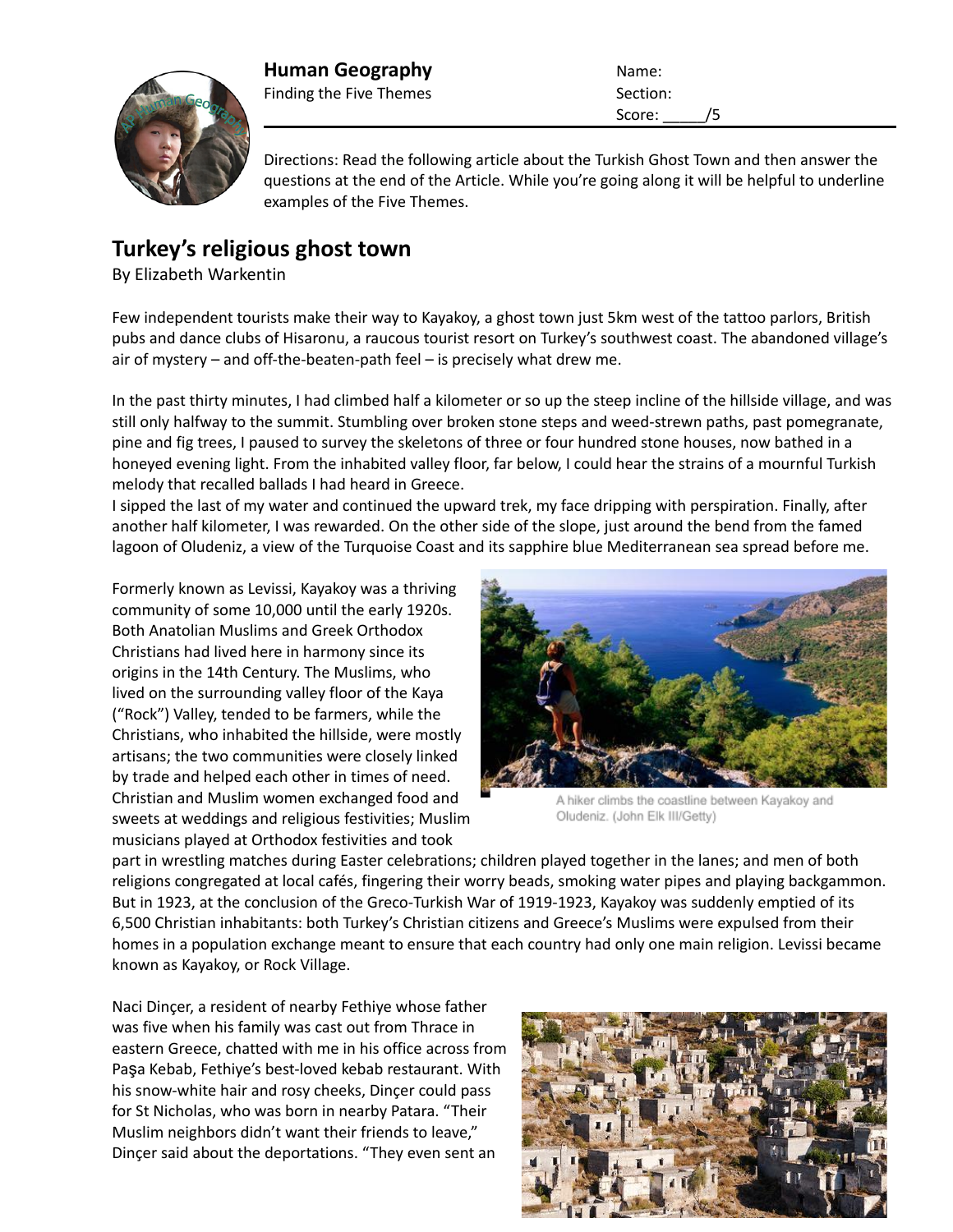**Human Geography**
Finding the Five Themes

Name:
Section:
Score: _____/5

Directions: Read the following article about the Turkish Ghost Town and then answer the questions at the end of the Article. While you're going along it will be helpful to underline examples of the Five Themes.

# Turkey's religious ghost town

By Elizabeth Warkentin

Few independent tourists make their way to Kayakoy, a ghost town just 5km west of the tattoo parlors, British pubs and dance clubs of Hisaronu, a raucous tourist resort on Turkey's southwest coast. The abandoned village's air of mystery – and off-the-beaten-path feel – is precisely what drew me.

In the past thirty minutes, I had climbed half a kilometer or so up the steep incline of the hillside village, and was still only halfway to the summit. Stumbling over broken stone steps and weed-strewn paths, past pomegranate, pine and fig trees, I paused to survey the skeletons of three or four hundred stone houses, now bathed in a honeyed evening light. From the inhabited valley floor, far below, I could hear the strains of a mournful Turkish melody that recalled ballads I had heard in Greece.

I sipped the last of my water and continued the upward trek, my face dripping with perspiration. Finally, after another half kilometer, I was rewarded. On the other side of the slope, just around the bend from the famed lagoon of Oludeniz, a view of the Turquoise Coast and its sapphire blue Mediterranean sea spread before me.

Formerly known as Levissi, Kayakoy was a thriving community of some 10,000 until the early 1920s. Both Anatolian Muslims and Greek Orthodox Christians had lived here in harmony since its origins in the 14th Century. The Muslims, who lived on the surrounding valley floor of the Kaya ("Rock") Valley, tended to be farmers, while the Christians, who inhabited the hillside, were mostly artisans; the two communities were closely linked by trade and helped each other in times of need. Christian and Muslim women exchanged food and sweets at weddings and religious festivities; Muslim musicians played at Orthodox festivities and took part in wrestling matches during Easter celebrations; children played together in the lanes; and men of both religions congregated at local cafés, fingering their worry beads, smoking water pipes and playing backgammon. But in 1923, at the conclusion of the Greco-Turkish War of 1919-1923, Kayakoy was suddenly emptied of its 6,500 Christian inhabitants: both Turkey's Christian citizens and Greece's Muslims were expulsed from their homes in a population exchange meant to ensure that each country had only one main religion. Levissi became known as Kayakoy, or Rock Village.

A hiker climbs the coastline between Kayakoy and Oludeniz. (John Elk III/Getty)

Naci Dinçer, a resident of nearby Fethiye whose father was five when his family was cast out from Thrace in eastern Greece, chatted with me in his office across from Paşa Kebab, Fethiye's best-loved kebab restaurant. With his snow-white hair and rosy cheeks, Dinçer could pass for St Nicholas, who was born in nearby Patara. "Their Muslim neighbors didn't want their friends to leave," Dinçer said about the deportations. "They even sent an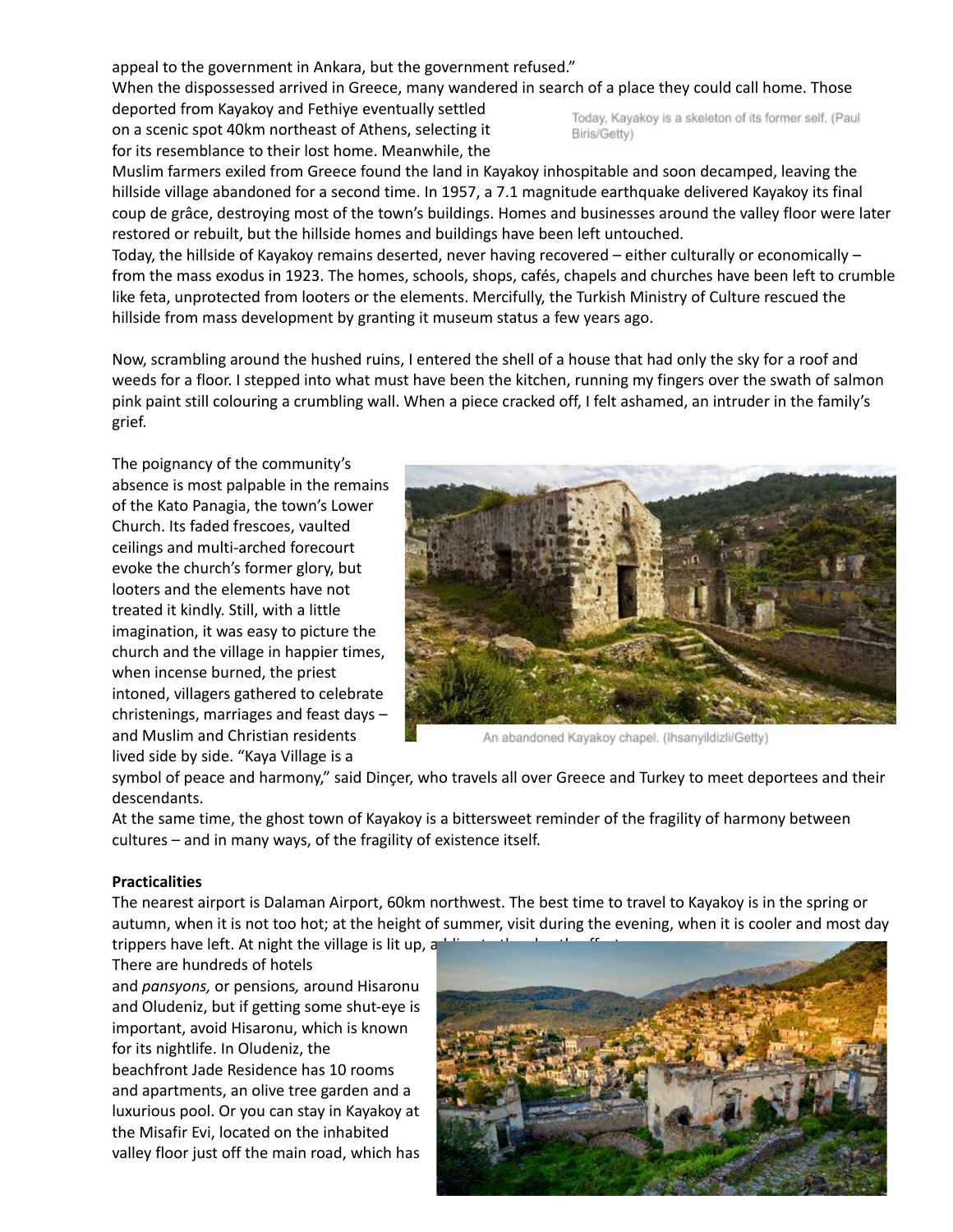appeal to the government in Ankara, but the government refused."

When the dispossessed arrived in Greece, many wandered in search of a place they could call home. Those deported from Kayakoy and Fethiye eventually settled on a scenic spot 40km northeast of Athens, selecting it for its resemblance to their lost home. Meanwhile, the Muslim farmers exiled from Greece found the land in Kayakoy inhospitable and soon decamped, leaving the hillside village abandoned for a second time. In 1957, a 7.1 magnitude earthquake delivered Kayakoy its final coup de grâce, destroying most of the town's buildings. Homes and businesses around the valley floor were later restored or rebuilt, but the hillside homes and buildings have been left untouched.

Today, Kayakoy is a skeleton of its former self. (Paul Biris/Getty)

Today, the hillside of Kayakoy remains deserted, never having recovered – either culturally or economically – from the mass exodus in 1923. The homes, schools, shops, cafés, chapels and churches have been left to crumble like feta, unprotected from looters or the elements. Mercifully, the Turkish Ministry of Culture rescued the hillside from mass development by granting it museum status a few years ago.

Now, scrambling around the hushed ruins, I entered the shell of a house that had only the sky for a roof and weeds for a floor. I stepped into what must have been the kitchen, running my fingers over the swath of salmon pink paint still colouring a crumbling wall. When a piece cracked off, I felt ashamed, an intruder in the family's grief.

The poignancy of the community's absence is most palpable in the remains of the Kato Panagia, the town's Lower Church. Its faded frescoes, vaulted ceilings and multi-arched forecourt evoke the church's former glory, but looters and the elements have not treated it kindly. Still, with a little imagination, it was easy to picture the church and the village in happier times, when incense burned, the priest intoned, villagers gathered to celebrate christenings, marriages and feast days – and Muslim and Christian residents lived side by side. "Kaya Village is a symbol of peace and harmony," said Dinçer, who travels all over Greece and Turkey to meet deportees and their descendants.

An abandoned Kayakoy chapel. (Ihsanyildizli/Getty)

At the same time, the ghost town of Kayakoy is a bittersweet reminder of the fragility of harmony between cultures – and in many ways, of the fragility of existence itself.

**Practicalities**

The nearest airport is Dalaman Airport, 60km northwest. The best time to travel to Kayakoy is in the spring or autumn, when it is not too hot; at the height of summer, visit during the evening, when it is cooler and most day trippers have left. At night the village is lit up, a

There are hundreds of hotels and *pansyons,* or pensions*,* around Hisaronu and Oludeniz, but if getting some shut-eye is important, avoid Hisaronu, which is known for its nightlife. In Oludeniz, the beachfront Jade Residence has 10 rooms and apartments, an olive tree garden and a luxurious pool. Or you can stay in Kayakoy at the Misafir Evi, located on the inhabited valley floor just off the main road, which has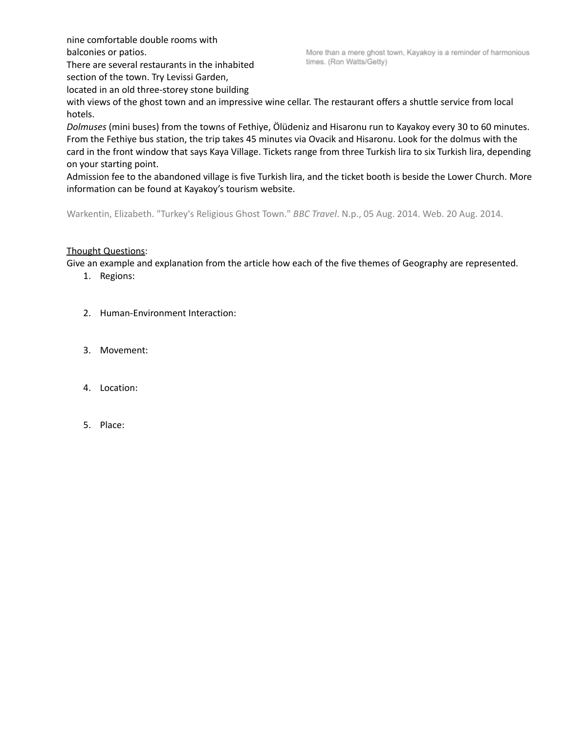nine comfortable double rooms with balconies or patios.

More than a mere ghost town, Kayakoy is a reminder of harmonious times. (Ron Watts/Getty)

There are several restaurants in the inhabited section of the town. Try Levissi Garden, located in an old three-storey stone building with views of the ghost town and an impressive wine cellar. The restaurant offers a shuttle service from local hotels.

*Dolmuses* (mini buses) from the towns of Fethiye, Ölüdeniz and Hisaronu run to Kayakoy every 30 to 60 minutes. From the Fethiye bus station, the trip takes 45 minutes via Ovacik and Hisaronu. Look for the dolmus with the card in the front window that says Kaya Village. Tickets range from three Turkish lira to six Turkish lira, depending on your starting point.

Admission fee to the abandoned village is five Turkish lira, and the ticket booth is beside the Lower Church. More information can be found at Kayakoy's tourism website.

Warkentin, Elizabeth. "Turkey's Religious Ghost Town." *BBC Travel*. N.p., 05 Aug. 2014. Web. 20 Aug. 2014.

<u>Thought Questions</u>:

Give an example and explanation from the article how each of the five themes of Geography are represented.

1. Regions:
2. Human-Environment Interaction:
3. Movement:
4. Location:
5. Place: